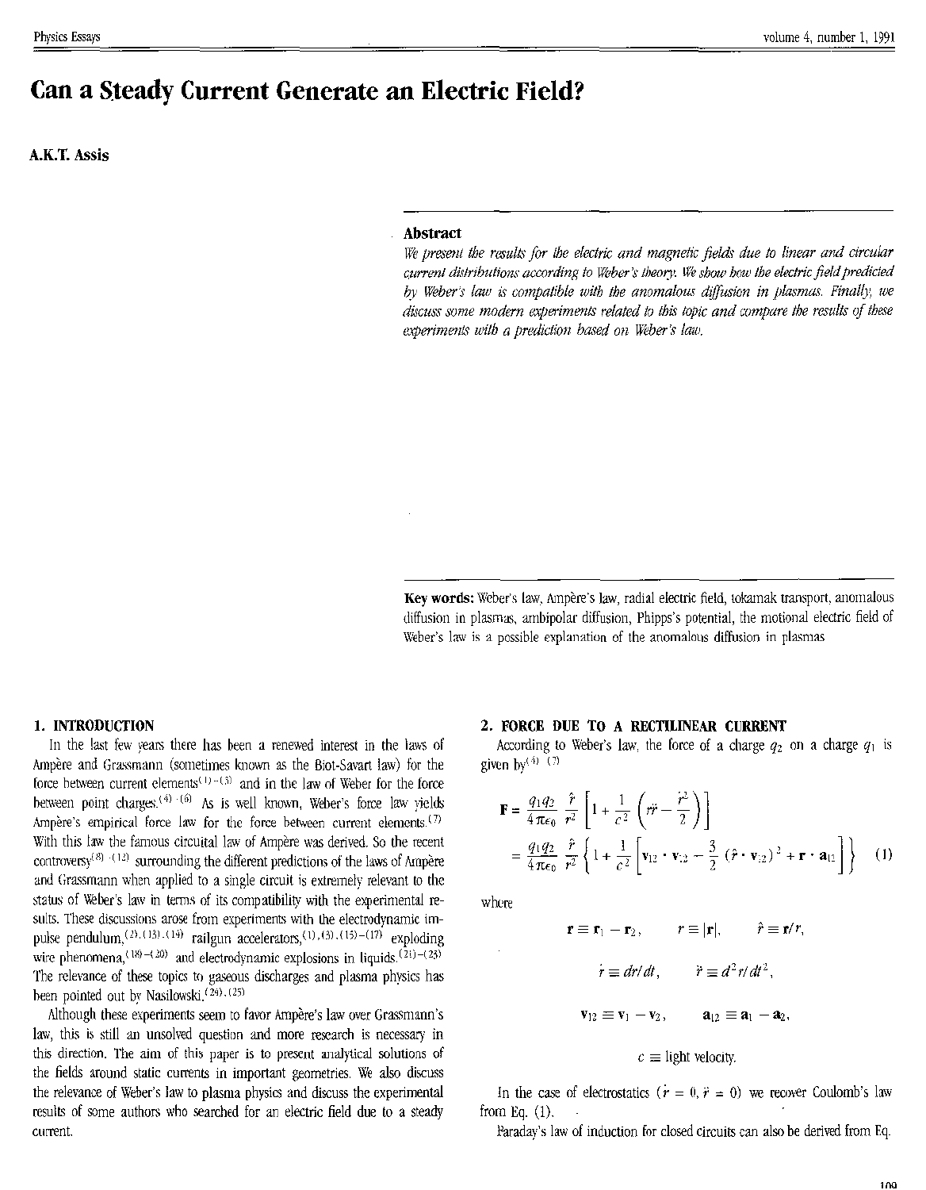# Can a Steady Current Generate an Electric Field?

**A.K.T. Assis**

## Abstract

*We present the results for the electric and magnetic fields due to linear and circular current distributions according to Weber's theory. We show how the electric field predicted by Weber's law is compatible with the anomalous diffusion in plasmas. Finally, we discuss some modern experiments related to this topic and compare the results of these experiments with a prediction based on Weber's law.*

**Key words:** Weber's law, Ampère's law, radial electric field, tokamak transport, anomalous diffusion in plasmas, ambipolar diffusion, Phipps's potential, the motional electric field of Weber's law is a possible explanation of the anomalous diffusion in plasmas

## 1. INTRODUCTION

In the last few years there has been a renewed interest in the laws of Ampère and Grassmann (sometimes known as the Biot-Savart law) for the force between current elements[(1)-(3)] and in the law of Weber for the force between point charges.[(4)-(6)] As is well known, Weber's force law yields Ampère's empirical force law for the force between current elements.[(7)] With this law the famous circuital law of Ampère was derived. So the recent controversy[(8)-(12)] surrounding the different predictions of the laws of Ampère and Grassmann when applied to a single circuit is extremely relevant to the status of Weber's law in terms of its compatibility with the experimental results. These discussions arose from experiments with the electrodynamic impulse pendulum,[(2),(13),(14)] railgun accelerators,[(1),(3),(15)-(17)] exploding wire phenomena,[(18)-(20)] and electrodynamic explosions in liquids.[(21)-(23)] The relevance of these topics to gaseous discharges and plasma physics has been pointed out by Nasilowski.[(24),(25)]

Although these experiments seem to favor Ampère's law over Grassmann's law, this is still an unsolved question and more research is necessary in this direction. The aim of this paper is to present analytical solutions of the fields around static currents in important geometries. We also discuss the relevance of Weber's law to plasma physics and discuss the experimental results of some authors who searched for an electric field due to a steady current.

## 2. FORCE DUE TO A RECTILINEAR CURRENT

According to Weber's law, the force of a charge $q_2$ on a charge $q_1$ is given by[(4),(7)]

$$\mathbf{F} = \frac{q_1 q_2}{4\pi\epsilon_0}\frac{\hat{r}}{r^2}\left[1 + \frac{1}{c^2}\left(r\ddot{r} - \frac{\dot{r}^2}{2}\right)\right]$$

$$= \frac{q_1 q_2}{4\pi\epsilon_0}\frac{\hat{r}}{r^2}\left\{1 + \frac{1}{c^2}\left[\mathbf{v}_{12}\cdot\mathbf{v}_{12} - \frac{3}{2}(\hat{r}\cdot\mathbf{v}_{12})^2 + \mathbf{r}\cdot\mathbf{a}_{12}\right]\right\} \quad (1)$$

where

$$\mathbf{r} \equiv \mathbf{r}_1 - \mathbf{r}_2, \qquad r \equiv |\mathbf{r}|, \qquad \hat{r} \equiv \mathbf{r}/r,$$

$$\dot{r} \equiv dr/dt, \qquad \ddot{r} \equiv d^2r/dt^2,$$

$$\mathbf{v}_{12} \equiv \mathbf{v}_1 - \mathbf{v}_2, \qquad \mathbf{a}_{12} \equiv \mathbf{a}_1 - \mathbf{a}_2,$$

$$c \equiv \text{light velocity.}$$

In the case of electrostatics ($\dot{r} = 0$, $\ddot{r} = 0$) we recover Coulomb's law from Eq. (1).

Faraday's law of induction for closed circuits can also be derived from Eq.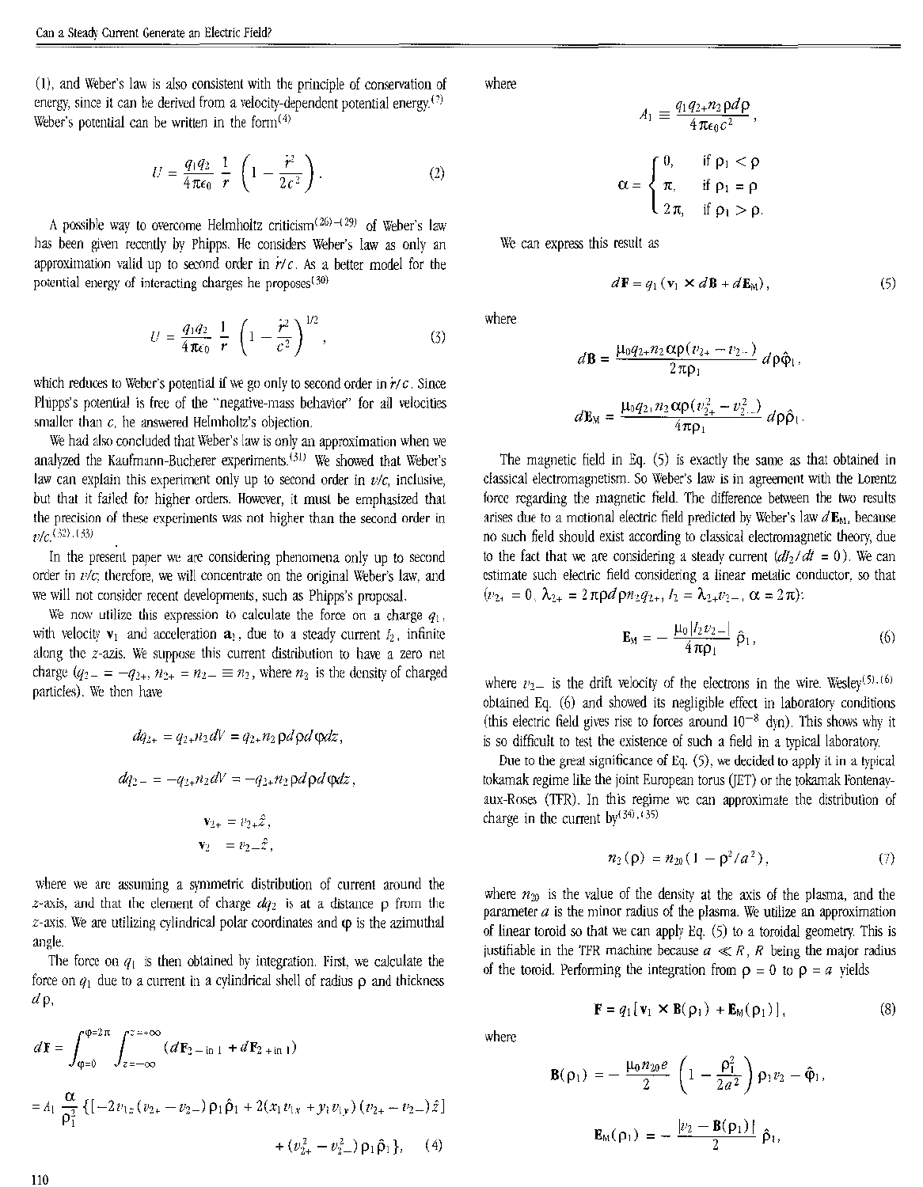(1), and Weber's law is also consistent with the principle of conservation of energy, since it can be derived from a velocity-dependent potential energy.[7] Weber's potential can be written in the form[4]

$$U = \frac{q_1 q_2}{4\pi\epsilon_0}\frac{1}{r}\left(1 - \frac{\dot{r}^2}{2c^2}\right). \tag{2}$$

A possible way to overcome Helmholtz criticism[26)–(29] of Weber's law has been given recently by Phipps. He considers Weber's law as only an approximation valid up to second order in $\dot{r}/c$. As a better model for the potential energy of interacting charges he proposes[30]

$$U = \frac{q_1 q_2}{4\pi\epsilon_0}\frac{1}{r}\left(1 - \frac{\dot{r}^2}{c^2}\right)^{1/2}, \tag{3}$$

which reduces to Weber's potential if we go only to second order in $\dot{r}/c$. Since Phipps's potential is free of the "negative-mass behavior" for all velocities smaller than $c$, he answered Helmholtz's objection.

We had also concluded that Weber's law is only an approximation when we analyzed the Kaufmann-Bucherer experiments.[31] We showed that Weber's law can explain this experiment only up to second order in $v/c$, inclusive, but that it failed for higher orders. However, it must be emphasized that the precision of these experiments was not higher than the second order in $v/c$.[32),(33]

In the present paper we are considering phenomena only up to second order in $v/c$; therefore, we will concentrate on the original Weber's law, and we will not consider recent developments, such as Phipps's proposal.

We now utilize this expression to calculate the force on a charge $q_1$, with velocity $\mathbf{v}_1$ and acceleration $\mathbf{a}_1$, due to a steady current $I_2$, infinite along the $z$-azis. We suppose this current distribution to have a zero net charge ($q_{2-} = -q_{2+}$, $n_{2+} = n_{2-} \equiv n_2$, where $n_2$ is the density of charged particles). We then have

$$dq_{2+} = q_{2+} n_2 dV = q_{2+} n_2 \rho d\rho d\varphi dz,$$

$$dq_{2-} = -q_{2+} n_2 dV = -q_{2+} n_2 \rho d\rho d\varphi dz,$$

$$\mathbf{v}_{2+} = v_{2+}\hat{z},$$

$$\mathbf{v}_{2-} = v_{2-}\hat{z},$$

where we are assuming a symmetric distribution of current around the $z$-axis, and that the element of charge $dq_2$ is at a distance $\rho$ from the $z$-axis. We are utilizing cylindrical polar coordinates and $\varphi$ is the azimuthal angle.

The force on $q_1$ is then obtained by integration. First, we calculate the force on $q_1$ due to a current in a cylindrical shell of radius $\rho$ and thickness $d\rho$,

$$d\mathbf{F} = \int_{\varphi=0}^{\varphi=2\pi}\int_{z=-\infty}^{z=+\infty}(d\mathbf{F}_{2-\text{ in }1} + d\mathbf{F}_{2+\text{ in }1})$$

$$= A_1\frac{\alpha}{\rho_1^2}\{[-2v_{1z}(v_{2+} - v_{2-})\rho_1\hat{\rho}_1 + 2(x_1 v_{1x} + y_1 v_{1y})(v_{2+} - v_{2-})\hat{z}] + (v_{2+}^2 - v_{2-}^2)\rho_1\hat{\rho}_1\}, \tag{4}$$

where

$$A_1 \equiv \frac{q_1 q_{2+} n_2 \rho d\rho}{4\pi\epsilon_0 c^2},$$

$$\alpha = \begin{cases} 0, & \text{if } \rho_1 < \rho \\ \pi, & \text{if } \rho_1 = \rho \\ 2\pi, & \text{if } \rho_1 > \rho. \end{cases}$$

We can express this result as

$$d\mathbf{F} = q_1(\mathbf{v}_1 \times d\mathbf{B} + d\mathbf{E}_M), \tag{5}$$

where

$$d\mathbf{B} = \frac{\mu_0 q_{2+} n_2 \alpha\rho(v_{2+} - v_{2-})}{2\pi\rho_1}d\rho\hat{\varphi}_1,$$

$$d\mathbf{E}_M = \frac{\mu_0 q_{2+} n_2 \alpha\rho(v_{2+}^2 - v_{2-}^2)}{4\pi\rho_1}d\rho\hat{\rho}_1.$$

The magnetic field in Eq. (5) is exactly the same as that obtained in classical electromagnetism. So Weber's law is in agreement with the Lorentz force regarding the magnetic field. The difference between the two results arises due to a motional electric field predicted by Weber's law $d\mathbf{E}_M$, because no such field should exist according to classical electromagnetic theory, due to the fact that we are considering a steady current ($dI_2/dt = 0$). We can estimate such electric field considering a linear metalic conductor, so that ($v_{2+} = 0$, $\lambda_{2+} = 2\pi\rho d\rho n_2 q_{2+}$, $I_2 = \lambda_{2+} v_{2-}$, $\alpha = 2\pi$):

$$\mathbf{E}_M = -\frac{\mu_0 |I_2 v_{2-}|}{4\pi\rho_1}\hat{\rho}_1, \tag{6}$$

where $v_{2-}$ is the drift velocity of the electrons in the wire. Wesley[5),(6] obtained Eq. (6) and showed its negligible effect in laboratory conditions (this electric field gives rise to forces around $10^{-8}$ dyn). This shows why it is so difficult to test the existence of such a field in a typical laboratory.

Due to the great significance of Eq. (5), we decided to apply it in a typical tokamak regime like the joint European torus (JET) or the tokamak Fontenay-aux-Roses (TFR). In this regime we can approximate the distribution of charge in the current by[34),(35]

$$n_2(\rho) = n_{20}(1 - \rho^2/a^2), \tag{7}$$

where $n_{20}$ is the value of the density at the axis of the plasma, and the parameter $a$ is the minor radius of the plasma. We utilize an approximation of linear toroid so that we can apply Eq. (5) to a toroidal geometry. This is justifiable in the TFR machine because $a \ll R$, $R$ being the major radius of the toroid. Performing the integration from $\rho = 0$ to $\rho = a$ yields

$$\mathbf{F} = q_1[\mathbf{v}_1 \times \mathbf{B}(\rho_1) + \mathbf{E}_M(\rho_1)], \tag{8}$$

where

$$\mathbf{B}(\rho_1) = -\frac{\mu_0 n_{20} e}{2}\left(1 - \frac{\rho_1^2}{2a^2}\right)\rho_1 v_{2-}\hat{\varphi}_1,$$

$$\mathbf{E}_M(\rho_1) = -\frac{|v_{2-}\mathbf{B}(\rho_1)|}{2}\hat{\rho}_1,$$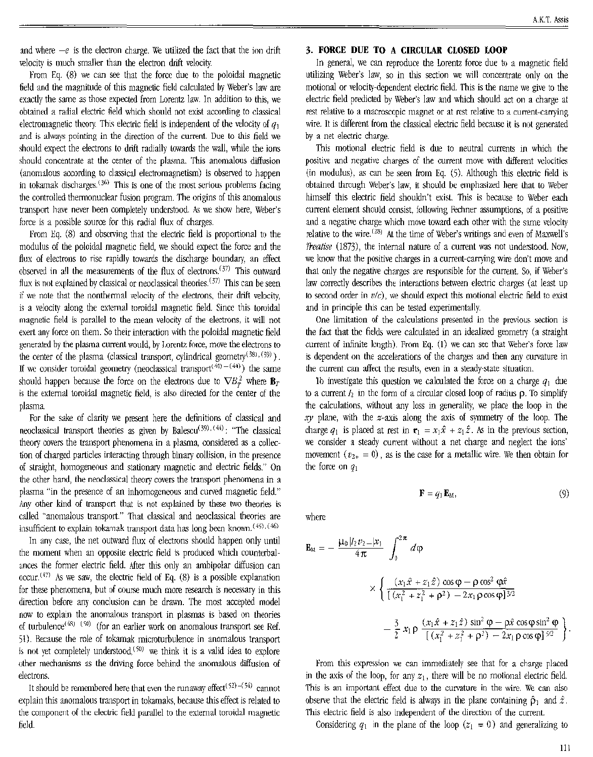and where $-e$ is the electron charge. We utilized the fact that the ion drift velocity is much smaller than the electron drift velocity.

From Eq. (8) we can see that the force due to the poloidal magnetic field and the magnitude of this magnetic field calculated by Weber's law are exactly the same as those expected from Lorentz law. In addition to this, we obtained a radial electric field which should not exist according to classical electromagnetic theory. This electric field is independent of the velocity of $q_1$ and is always pointing in the direction of the current. Due to this field we should expect the electrons to drift radially towards the wall, while the ions should concentrate at the center of the plasma. This anomalous diffusion (anomalous according to classical electromagnetism) is observed to happen in tokamak discharges.[36] This is one of the most serious problems facing the controlled thermonuclear fusion program. The origins of this anomalous transport have never been completely understood. As we show here, Weber's force is a possible source for this radial flux of charges.

From Eq. (8) and observing that the electric field is proportional to the modulus of the poloidal magnetic field, we should expect the force and the flux of electrons to rise rapidly towards the discharge boundary, an effect observed in all the measurements of the flux of electrons.[37] This outward flux is not explained by classical or neoclassical theories.[37] This can be seen if we note that the nonthermal velocity of the electrons, their drift velocity, is a velocity along the external toroidal magnetic field. Since this toroidal magnetic field is parallel to the mean velocity of the electrons, it will not exert any force on them. So their interaction with the poloidal magnetic field generated by the plasma current would, by Lorentz force, move the electrons to the center of the plasma (classical transport, cylindrical geometry[38],[39]). If we consider toroidal geometry (neoclassical transport[40]–[44]) the same should happen because the force on the electrons due to $\nabla B_T^2$ where $\mathbf{B}_T$ is the external toroidal magnetic field, is also directed for the center of the plasma.

For the sake of clarity we present here the definitions of classical and neoclassical transport theories as given by Balescu[39],[44]: "The classical theory covers the transport phenomena in a plasma, considered as a collection of charged particles interacting through binary collision, in the presence of straight, homogeneous and stationary magnetic and electric fields." On the other hand, the neoclassical theory covers the transport phenomena in a plasma "in the presence of an inhomogeneous and curved magnetic field." Any other kind of transport that is not explained by these two theories is called "anomalous transport." That classical and neoclassical theories are insufficient to explain tokamak transport data has long been known.[45],[46]

In any case, the net outward flux of electrons should happen only until the moment when an opposite electric field is produced which counterbalances the former electric field. After this only an ambipolar diffusion can occur.[47] As we saw, the electric field of Eq. (8) is a possible explanation for these phenomena, but of course much more research is necessary in this direction before any conclusion can be drawn. The most accepted model now to explain the anomalous transport in plasmas is based on theories of turbulence[48]–[50] (for an earlier work on anomalous transport see Ref. 51). Because the role of tokamak microturbulence in anomalous transport is not yet completely understood,[50] we think it is a valid idea to explore other mechanisms as the driving force behind the anomalous diffusion of electrons.

It should be remembered here that even the runaway effect[52]–[54] cannot explain this anomalous transport in tokamaks, because this effect is related to the component of the electric field parallel to the external toroidal magnetic field.

## 3. FORCE DUE TO A CIRCULAR CLOSED LOOP

In general, we can reproduce the Lorentz force due to a magnetic field utilizing Weber's law, so in this section we will concentrate only on the motional or velocity-dependent electric field. This is the name we give to the electric field predicted by Weber's law and which should act on a charge at rest relative to a macroscopic magnet or at rest relative to a current-carrying wire. It is different from the classical electric field because it is not generated by a net electric charge.

This motional electric field is due to neutral currents in which the positive and negative charges of the current move with different velocities (in modulus), as can be seen from Eq. (5). Although this electric field is obtained through Weber's law, it should be emphasized here that to Weber himself this electric field shouldn't exist. This is because to Weber each current element should consist, following Fechner assumptions, of a positive and a negative charge which move toward each other with the same velocity relative to the wire.[28] At the time of Weber's writings and even of Maxwell's *Treatise* (1873), the internal nature of a current was not understood. Now, we know that the positive charges in a current-carrying wire don't move and that only the negative charges are responsible for the current. So, if Weber's law correctly describes the interactions between electric charges (at least up to second order in $v/c$), we should expect this motional electric field to exist and in principle this can be tested experimentally.

One limitation of the calculations presented in the previous section is the fact that the fields were calculated in an idealized geometry (a straight current of infinite length). From Eq. (1) we can see that Weber's force law is dependent on the accelerations of the charges and then any curvature in the current can affect the results, even in a steady-state situation.

To investigate this question we calculated the force on a charge $q_1$ due to a current $I_2$ in the form of a circular closed loop of radius $\rho$. To simplify the calculations, without any loss in generality, we place the loop in the $xy$ plane, with the $z$-axis along the axis of symmetry of the loop. The charge $q_1$ is placed at rest in $\mathbf{r}_1 = x_1\hat{x} + z_1\hat{z}$. As in the previous section, we consider a steady current without a net charge and neglect the ions' movement ($v_{2+} = 0$), as is the case for a metallic wire. We then obtain for the force on $q_1$

$$\mathbf{F} = q_1\mathbf{E}_M, \tag{9}$$

where

$$\mathbf{E}_M = -\frac{\mu_0 |I_2 v_{2-}| x_1}{4\pi}\int_0^{2\pi} d\varphi \times \left\{ \frac{(x_1\hat{x} + z_1\hat{z})\cos\varphi - \rho\cos^2\varphi\hat{x}}{[(x_1^2+z_1^2+\rho^2) - 2x_1\rho\cos\varphi]^{3/2}} - \frac{3}{2}x_1\rho\frac{(x_1\hat{x}+z_1\hat{z})\sin^2\varphi - \rho\hat{x}\cos\varphi\sin^2\varphi}{[(x_1^2+z_1^2+\rho^2) - 2x_1\rho\cos\varphi]^{5/2}}\right\}.$$

From this expression we can immediately see that for a charge placed in the axis of the loop, for any $z_1$, there will be no motional electric field. This is an important effect due to the curvature in the wire. We can also observe that the electric field is always in the plane containing $\hat{\rho}_1$ and $\hat{z}$. This electric field is also independent of the direction of the current.

Considering $q_1$ in the plane of the loop ($z_1 = 0$) and generalizing to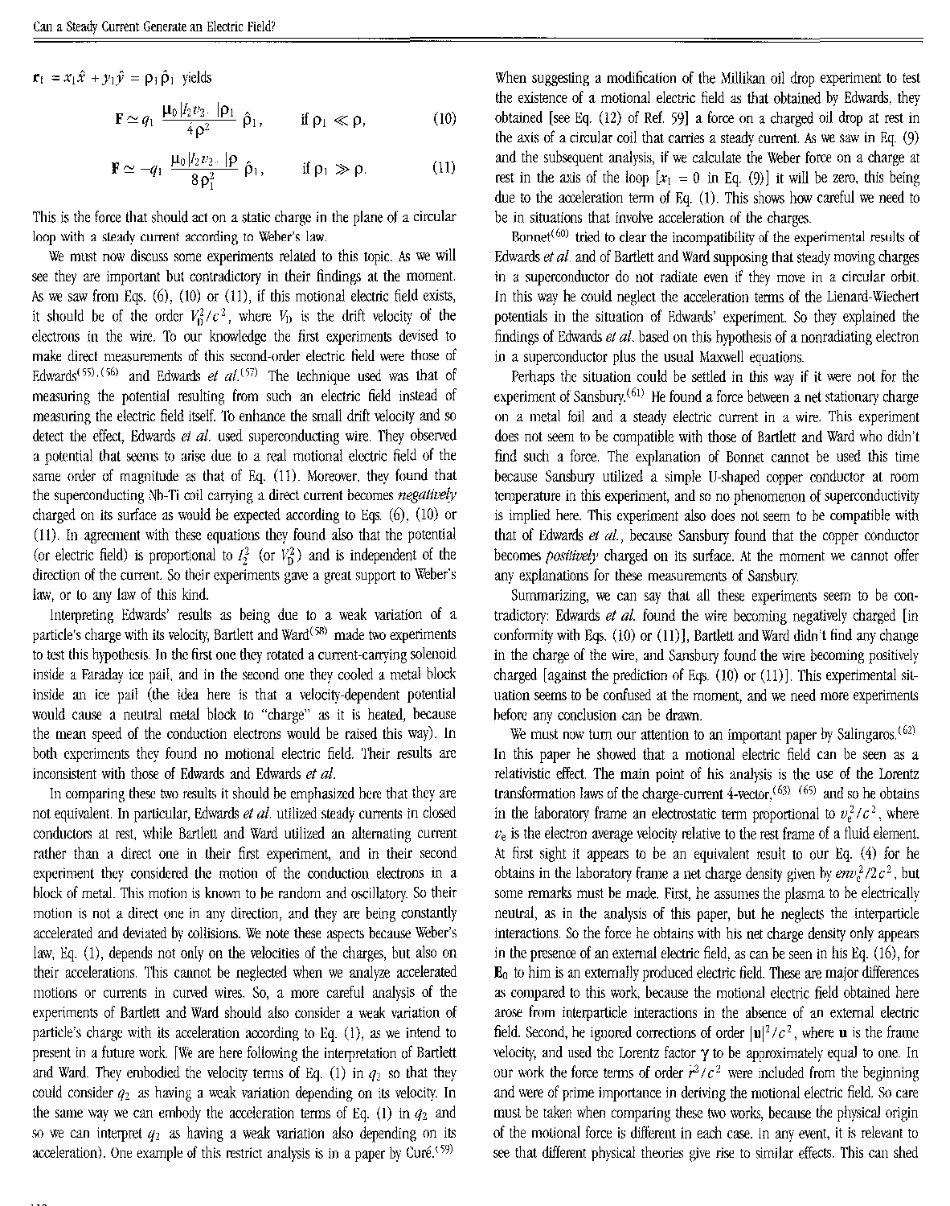$\mathbf{r}_1 = x_1\hat{x} + y_1\hat{y} = \rho_1\hat{\rho}_1$ yields

$$\mathbf{F} \simeq q_1 \frac{\mu_0 I_2 v_{2-} |\rho_1|}{4\rho^2}\hat{\rho}_1, \qquad \text{if } \rho_1 \ll \rho, \tag{10}$$

$$\mathbf{F} \simeq -q_1 \frac{\mu_0 I_2 v_{2-} |\rho}{8\rho_1^2}\hat{\rho}_1, \qquad \text{if } \rho_1 \gg \rho. \tag{11}$$

This is the force that should act on a static charge in the plane of a circular loop with a steady current according to Weber's law.

We must now discuss some experiments related to this topic. As we will see they are important but contradictory in their findings at the moment. As we saw from Eqs. (6), (10) or (11), if this motional electric field exists, it should be of the order $V_D^2/c^2$, where $V_D$ is the drift velocity of the electrons in the wire. To our knowledge the first experiments devised to make direct measurements of this second-order electric field were those of Edwards[55],[56] and Edwards *et al.*[57] The technique used was that of measuring the potential resulting from such an electric field instead of measuring the electric field itself. To enhance the small drift velocity and so detect the effect, Edwards *et al.* used superconducting wire. They observed a potential that seems to arise due to a real motional electric field of the same order of magnitude as that of Eq. (11). Moreover, they found that the superconducting Nb-Ti coil carrying a direct current becomes *negatively* charged on its surface as would be expected according to Eqs. (6), (10) or (11). In agreement with these equations they found also that the potential (or electric field) is proportional to $I_2^2$ (or $V_D^2$) and is independent of the direction of the current. So their experiments gave a great support to Weber's law, or to any law of this kind.

Interpreting Edwards' results as being due to a weak variation of a particle's charge with its velocity, Bartlett and Ward[58] made two experiments to test this hypothesis. In the first one they rotated a current-carrying solenoid inside a Faraday ice pail, and in the second one they cooled a metal block inside an ice pail (the idea here is that a velocity-dependent potential would cause a neutral metal block to "charge" as it is heated, because the mean speed of the conduction electrons would be raised this way). In both experiments they found no motional electric field. Their results are inconsistent with those of Edwards and Edwards *et al.*

In comparing these two results it should be emphasized here that they are not equivalent. In particular, Edwards *et al.* utilized steady currents in closed conductors at rest, while Bartlett and Ward utilized an alternating current rather than a direct one in their first experiment, and in their second experiment they considered the motion of the conduction electrons in a block of metal. This motion is known to be random and oscillatory. So their motion is not a direct one in any direction, and they are being constantly accelerated and deviated by collisions. We note these aspects because Weber's law, Eq. (1), depends not only on the velocities of the charges, but also on their accelerations. This cannot be neglected when we analyze accelerated motions or currents in curved wires. So, a more careful analysis of the experiments of Bartlett and Ward should also consider a weak variation of particle's charge with its acceleration according to Eq. (1), as we intend to present in a future work. [We are here following the interpretation of Bartlett and Ward. They embodied the velocity terms of Eq. (1) in $q_2$ so that they could consider $q_2$ as having a weak variation depending on its velocity. In the same way we can embody the acceleration terms of Eq. (1) in $q_2$ and so we can interpret $q_2$ as having a weak variation also depending on its acceleration). One example of this restrict analysis is in a paper by Curé.[59]

When suggesting a modification of the Millikan oil drop experiment to test the existence of a motional electric field as that obtained by Edwards, they obtained [see Eq. (12) of Ref. 59] a force on a charged oil drop at rest in the axis of a circular coil that carries a steady current. As we saw in Eq. (9) and the subsequent analysis, if we calculate the Weber force on a charge at rest in the axis of the loop [$x_1 = 0$ in Eq. (9)] it will be zero, this being due to the acceleration term of Eq. (1). This shows how careful we need to be in situations that involve acceleration of the charges.

Bonnet[60] tried to clear the incompatibility of the experimental results of Edwards *et al.* and of Bartlett and Ward supposing that steady moving charges in a superconductor do not radiate even if they move in a circular orbit. In this way he could neglect the acceleration terms of the Lienard-Wiechert potentials in the situation of Edwards' experiment. So they explained the findings of Edwards *et al.* based on this hypothesis of a nonradiating electron in a superconductor plus the usual Maxwell equations.

Perhaps the situation could be settled in this way if it were not for the experiment of Sansbury.[61] He found a force between a net stationary charge on a metal foil and a steady electric current in a wire. This experiment does not seem to be compatible with those of Bartlett and Ward who didn't find such a force. The explanation of Bonnet cannot be used this time because Sansbury utilized a simple U-shaped copper conductor at room temperature in this experiment, and so no phenomenon of superconductivity is implied here. This experiment also does not seem to be compatible with that of Edwards *et al.*, because Sansbury found that the copper conductor becomes *positively* charged on its surface. At the moment we cannot offer any explanations for these measurements of Sansbury.

Summarizing, we can say that all these experiments seem to be contradictory: Edwards *et al.* found the wire becoming negatively charged [in conformity with Eqs. (10) or (11)], Bartlett and Ward didn't find any change in the charge of the wire, and Sansbury found the wire becoming positively charged [against the prediction of Eqs. (10) or (11)]. This experimental situation seems to be confused at the moment, and we need more experiments before any conclusion can be drawn.

We must now turn our attention to an important paper by Salingaros.[62] In this paper he showed that a motional electric field can be seen as a relativistic effect. The main point of his analysis is the use of the Lorentz transformation laws of the charge-current 4-vector,[63]–[65] and so he obtains in the laboratory frame an electrostatic term proportional to $v_e^2/c^2$, where $v_e$ is the electron average velocity relative to the rest frame of a fluid element. At first sight it appears to be an equivalent result to our Eq. (4) for he obtains in the laboratory frame a net charge density given by $env_e^2/2c^2$, but some remarks must be made. First, he assumes the plasma to be electrically neutral, as in the analysis of this paper, but he neglects the interparticle interactions. So the force he obtains with his net charge density only appears in the presence of an external electric field, as can be seen in his Eq. (16), for $\mathbf{E}_0$ to him is an externally produced electric field. These are major differences as compared to this work, because the motional electric field obtained here arose from interparticle interactions in the absence of an external electric field. Second, he ignored corrections of order $|\mathbf{u}|^2/c^2$, where $\mathbf{u}$ is the frame velocity, and used the Lorentz factor $\gamma$ to be approximately equal to one. In our work the force terms of order $\dot{r}^2/c^2$ were included from the beginning and were of prime importance in deriving the motional electric field. So care must be taken when comparing these two works, because the physical origin of the motional force is different in each case. In any event, it is relevant to see that different physical theories give rise to similar effects. This can shed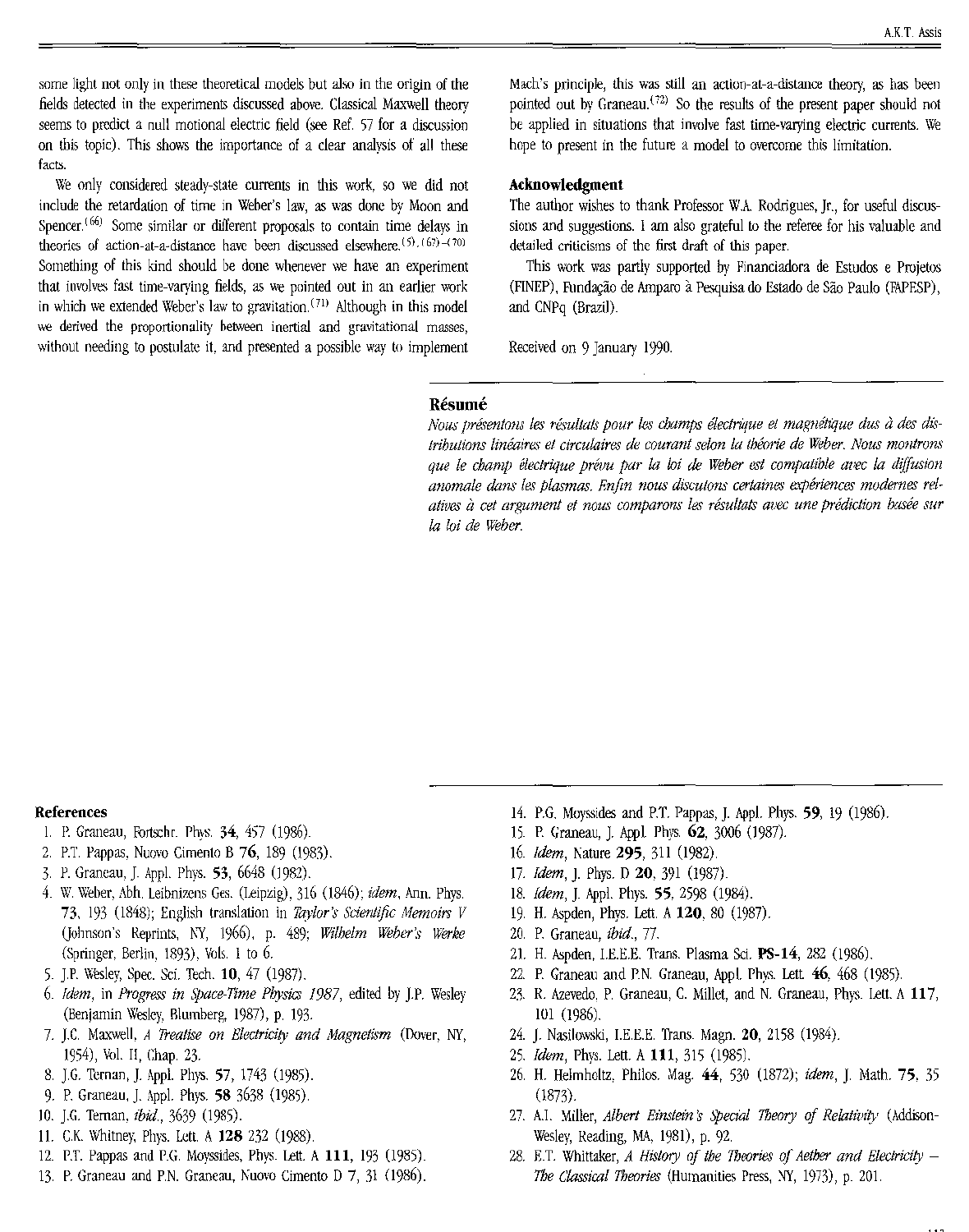some light not only in these theoretical models but also in the origin of the fields detected in the experiments discussed above. Classical Maxwell theory seems to predict a null motional electric field (see Ref. 57 for a discussion on this topic). This shows the importance of a clear analysis of all these facts.

We only considered steady-state currents in this work, so we did not include the retardation of time in Weber's law, as was done by Moon and Spencer.[66] Some similar or different proposals to contain time delays in theories of action-at-a-distance have been discussed elsewhere.[5),(67)-(70] Something of this kind should be done whenever we have an experiment that involves fast time-varying fields, as we pointed out in an earlier work in which we extended Weber's law to gravitation.[71] Although in this model we derived the proportionality between inertial and gravitational masses, without needing to postulate it, and presented a possible way to implement Mach's principle, this was still an action-at-a-distance theory, as has been pointed out by Graneau.[72] So the results of the present paper should not be applied in situations that involve fast time-varying electric currents. We hope to present in the future a model to overcome this limitation.

## Acknowledgment

The author wishes to thank Professor W.A. Rodrigues, Jr., for useful discussions and suggestions. I am also grateful to the referee for his valuable and detailed criticisms of the first draft of this paper.

This work was partly supported by Financiadora de Estudos e Projetos (FINEP), Fundação de Amparo à Pesquisa do Estado de São Paulo (FAPESP), and CNPq (Brazil).

Received on 9 January 1990.

## Résumé

*Nous présentons les résultats pour les champs électrique et magnétique dus à des distributions linéaires et circulaires de courant selon la théorie de Weber. Nous montrons que le champ électrique prévu par la loi de Weber est compatible avec la diffusion anomale dans les plasmas. Enfin nous discutons certaines expériences modernes relatives à cet argument et nous comparons les résultats avec une prédiction basée sur la loi de Weber.*

## References

1. P. Graneau, Fortschr. Phys. **34**, 457 (1986).
2. P.T. Pappas, Nuovo Cimento B **76**, 189 (1983).
3. P. Graneau, J. Appl. Phys. **53**, 6648 (1982).
4. W. Weber, Abh. Leibnizens Ges. (Leipzig), 316 (1846); *idem*, Ann. Phys. **73**, 193 (1848); English translation in *Taylor's Scientific Memoirs V* (Johnson's Reprints, NY, 1966), p. 489; *Wilhelm Weber's Werke* (Springer, Berlin, 1893), Vols. 1 to 6.
5. J.P. Wesley, Spec. Sci. Tech. **10**, 47 (1987).
6. *Idem*, in *Progress in Space-Time Physics 1987*, edited by J.P. Wesley (Benjamin Wesley, Blumberg, 1987), p. 193.
7. J.C. Maxwell, *A Treatise on Electricity and Magnetism* (Dover, NY, 1954), Vol. II, Chap. 23.
8. J.G. Ternan, J. Appl. Phys. **57**, 1743 (1985).
9. P. Graneau, J. Appl. Phys. **58** 3638 (1985).
10. J.G. Ternan, *ibid.*, 3639 (1985).
11. C.K. Whitney, Phys. Lett. A **128** 232 (1988).
12. P.T. Pappas and P.G. Moyssides, Phys. Lett. A **111**, 193 (1985).
13. P. Graneau and P.N. Graneau, Nuovo Cimento D 7, 31 (1986).
14. P.G. Moyssides and P.T. Pappas, J. Appl. Phys. **59**, 19 (1986).
15. P. Graneau, J. Appl. Phys. **62**, 3006 (1987).
16. *Idem*, Nature **295**, 311 (1982).
17. *Idem*, J. Phys. D **20**, 391 (1987).
18. *Idem*, J. Appl. Phys. **55**, 2598 (1984).
19. H. Aspden, Phys. Lett. A **120**, 80 (1987).
20. P. Graneau, *ibid.*, 77.
21. H. Aspden, I.E.E.E. Trans. Plasma Sci. **PS-14**, 282 (1986).
22. P. Graneau and P.N. Graneau, Appl. Phys. Lett. **46**, 468 (1985).
23. R. Azevedo, P. Graneau, C. Millet, and N. Graneau, Phys. Lett. A **117**, 101 (1986).
24. J. Nasilowski, I.E.E.E. Trans. Magn. **20**, 2158 (1984).
25. *Idem*, Phys. Lett. A **111**, 315 (1985).
26. H. Helmholtz, Philos. Mag. **44**, 530 (1872); *idem*, J. Math. **75**, 35 (1873).
27. A.I. Miller, *Albert Einstein's Special Theory of Relativity* (Addison-Wesley, Reading, MA, 1981), p. 92.
28. E.T. Whittaker, *A History of the Theories of Aether and Electricity – The Classical Theories* (Humanities Press, NY, 1973), p. 201.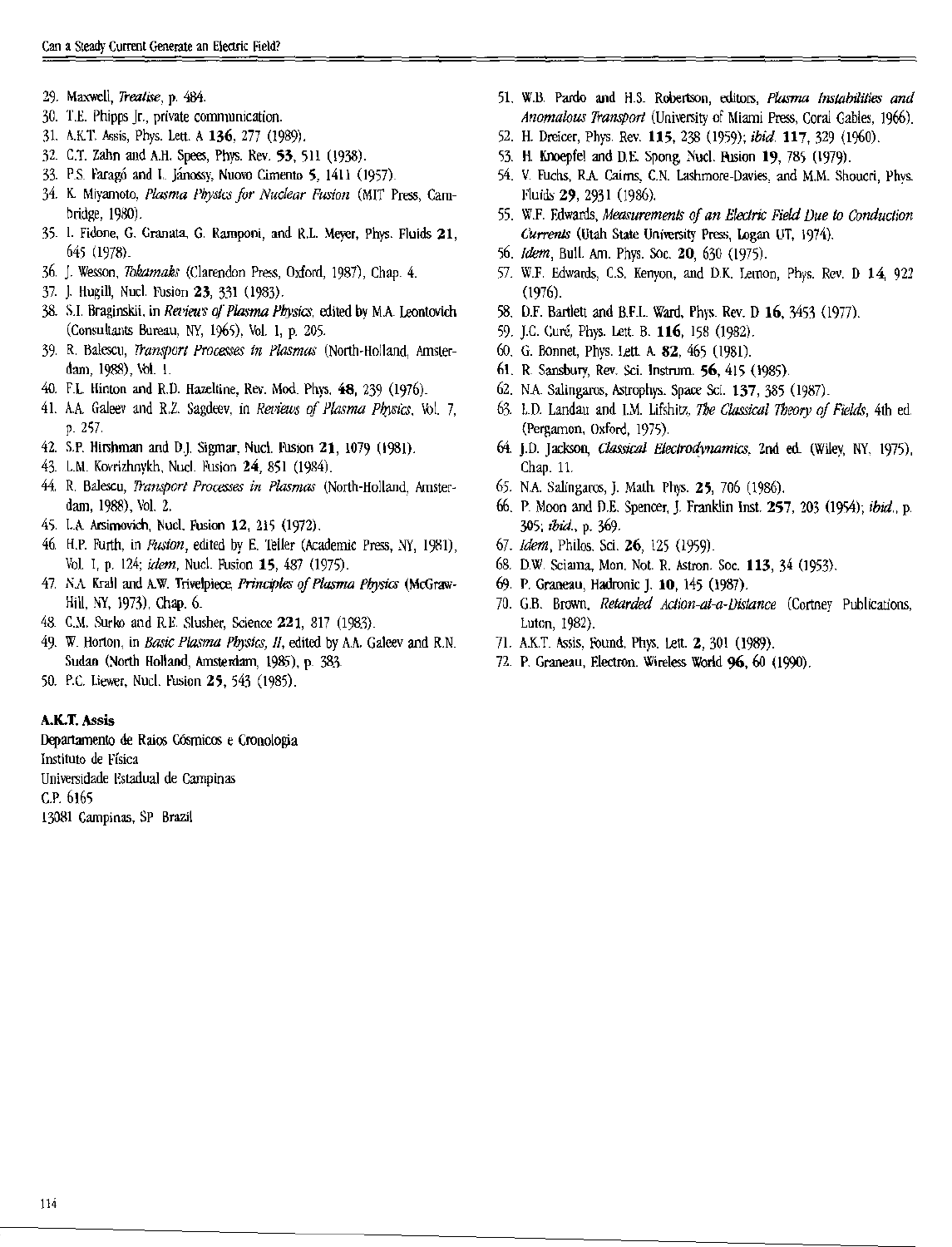29. Maxwell, *Treatise*, p. 484.
30. T.E. Phipps Jr., private communication.
31. A.K.T. Assis, Phys. Lett. A **136**, 277 (1989).
32. C.T. Zahn and A.H. Spees, Phys. Rev. **53**, 511 (1938).
33. P.S. Faragó and L. Jánossy, Nuovo Cimento **5**, 1411 (1957).
34. K. Miyamoto, *Plasma Physics for Nuclear Fusion* (MIT Press, Cambridge, 1980).
35. I. Fidone, G. Granata, G. Ramponi, and R.L. Meyer, Phys. Fluids **21**, 645 (1978).
36. J. Wesson, *Tokamaks* (Clarendon Press, Oxford, 1987), Chap. 4.
37. J. Hugill, Nucl. Fusion **23**, 331 (1983).
38. S.I. Braginskii, in *Reviews of Plasma Physics*, edited by M.A. Leontovich (Consultants Bureau, NY, 1965), Vol. 1, p. 205.
39. R. Balescu, *Transport Processes in Plasmas* (North-Holland, Amsterdam, 1988), Vol. 1.
40. F.L. Hinton and R.D. Hazeltine, Rev. Mod. Phys. **48**, 239 (1976).
41. A.A. Galeev and R.Z. Sagdeev, in *Reviews of Plasma Physics*, Vol. 7, p. 257.
42. S.P. Hirshman and D.J. Sigmar, Nucl. Fusion **21**, 1079 (1981).
43. L.M. Kovrizhnykh, Nucl. Fusion **24**, 851 (1984).
44. R. Balescu, *Transport Processes in Plasmas* (North-Holland, Amsterdam, 1988), Vol. 2.
45. L.A. Arsimovich, Nucl. Fusion **12**, 215 (1972).
46. H.P. Furth, in *Fusion*, edited by E. Teller (Academic Press, NY, 1981), Vol. 1, p. 124; *idem*, Nucl. Fusion **15**, 487 (1975).
47. N.A. Krall and A.W. Trivelpiece, *Principles of Plasma Physics* (McGraw-Hill, NY, 1973), Chap. 6.
48. C.M. Surko and R.E. Slusher, Science **221**, 817 (1983).
49. W. Horton, in *Basic Plasma Physics, II*, edited by A.A. Galeev and R.N. Sudan (North Holland, Amsterdam, 1985), p. 383.
50. P.C. Liewer, Nucl. Fusion **25**, 543 (1985).
51. W.B. Pardo and H.S. Robertson, editors, *Plasma Instabilities and Anomalous Transport* (University of Miami Press, Coral Gables, 1966).
52. H. Dreicer, Phys. Rev. **115**, 238 (1959); *ibid.* **117**, 329 (1960).
53. H. Knoepfel and D.E. Spong, Nucl. Fusion **19**, 785 (1979).
54. V. Fuchs, R.A. Cairns, C.N. Lashmore-Davies, and M.M. Shoucri, Phys. Fluids **29**, 2931 (1986).
55. W.F. Edwards, *Measurements of an Electric Field Due to Conduction Currents* (Utah State University Press, Logan UT, 1974).
56. *Idem*, Bull. Am. Phys. Soc. **20**, 630 (1975).
57. W.F. Edwards, C.S. Kenyon, and D.K. Lemon, Phys. Rev. D **14**, 922 (1976).
58. D.F. Bartlett and B.F.L. Ward, Phys. Rev. D **16**, 3453 (1977).
59. J.C. Curé, Phys. Lett. B. **116**, 158 (1982).
60. G. Bonnet, Phys. Lett. A. **82**, 465 (1981).
61. R. Sansbury, Rev. Sci. Instrum. **56**, 415 (1985).
62. N.A. Salingaros, Astrophys. Space Sci. **137**, 385 (1987).
63. L.D. Landau and I.M. Lifshitz, *The Classical Theory of Fields*, 4th ed. (Pergamon, Oxford, 1975).
64. J.D. Jackson, *Classical Electrodynamics*, 2nd ed. (Wiley, NY, 1975), Chap. 11.
65. N.A. Salingaros, J. Math. Phys. **25**, 706 (1986).
66. P. Moon and D.E. Spencer, J. Franklin Inst. **257**, 203 (1954); *ibid.*, p. 305; *ibid.*, p. 369.
67. *Idem*, Philos. Sci. **26**, 125 (1959).
68. D.W. Sciama, Mon. Not. R. Astron. Soc. **113**, 34 (1953).
69. P. Graneau, Hadronic J. **10**, 145 (1987).
70. G.B. Brown, *Retarded Action-at-a-Distance* (Cortney Publications, Luton, 1982).
71. A.K.T. Assis, Found. Phys. Lett. **2**, 301 (1989).
72. P. Graneau, Electron. Wireless World **96**, 60 (1990).

**A.K.T. Assis**
Departamento de Raios Cósmicos e Cronologia
Instituto de Física
Universidade Estadual de Campinas
C.P. 6165
13081 Campinas, SP Brazil